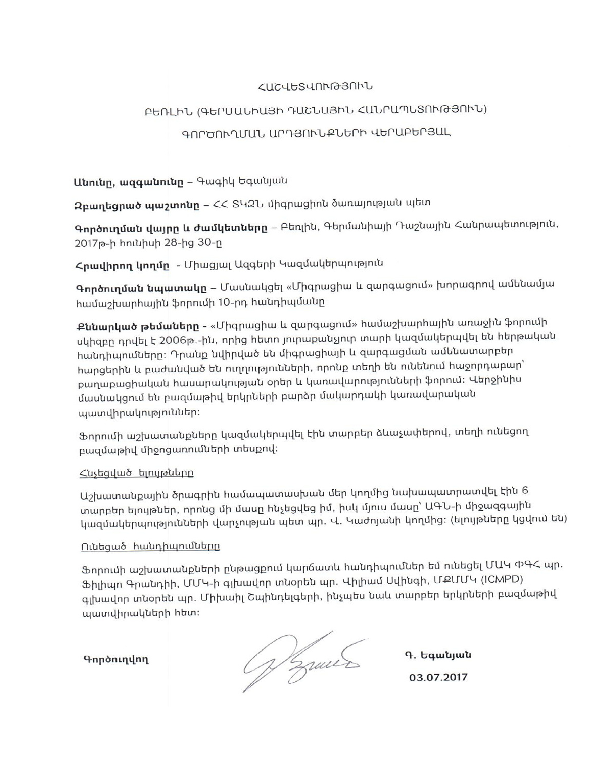# ՀԱՇՎԵՏՎՈՒԹՅՈՒՆ

## ԲԵՌԼԻՆ (ԳԵՐՄԱՆԻԱՅԻ ԴԱՇՆԱՅԻՆ ՀԱՆՐԱՊԵՏՈՒԹՅՈՒՆ) ԳՈՐԾՈՒՂՄԱՆ ԱՐԴՅՈՒՆՔՆԵՐԻ ՎԵՐԱԲԵՐՅԱԼ

**Անունը, ազգանունը** – Գագիկ Եգանյան

**Զբաղեցրած պաշտոնը** – ՀՀ ՏԿԶՆ միգրացիոն ծառայության պետ

**Գործուղման վայրը և ժամկետները** – Բեռլին, Գերմանիայի Դաշնային Հանրապետություն, 2017թ-ի հունիսի 28-ից 30-ը

**Հրավիրող կողմը** - Միացյալ Ազգերի Կազմակերպություն

**Գործուղման նպատակը** – Մասնակցել «Միգրացիա և զարգացում» խորագրով ամենամյա համաշխարհային ֆորումի 10-րդ հանդիպմանը

**Քննարկած թեմաները** - «Միգրացիա և զարգացում» համաշխարհային առաջին ֆորումի սկիզբը դրվել է 2006թ.-ին, որից հետո յուրաքանչյուր տարի կազմակերպվել են հերթական հանդիպումները: Դրանք նվիրված են միգրացիայի և զարգացման ամենատարբեր հարցերին և բաժանված են ուղղությունների, որոնք տեղի են ունենում հաջորդաբար՝ քաղաքացիական հասարակության օրեր և կառավարությունների ֆորում: Վերջինիս մասնակցում են բազմաթիվ երկրների բարձր մակարդակի կառավարական պատվիրակություններ:

Ֆորումի աշխատանքները կազմակերպվել էին տարբեր ձևաչափերով, տեղի ունեցող բազմաթիվ միջոցառումների տեսքով:

Հնչեցված ելույթները

Աշխատանքային ծրագրին համապատասխան մեր կողմից նախապատրաստվել էին 6 տարբեր ելույթներ, որոնց մի մասը հնչեցվեց իմ, իսկ մյուս մասը՝ ԱԳՆ-ի միջազգային կազմակերպությունների վարչության պետ պր. Վ. Կաժոյանի կողմից: (ելույթները կցվում են)

Ունեցած հանդիպումները

Ֆորումի աշխատանքների ընթացքում կարճատև հանդիպումներ եմ ունեցել ՄԱԿ ՓԳՀ պր. Ֆիլիպո Գրանդիի, ՄՄԿ-ի գլխավոր տնօրեն պր. Վիլյամ Սվինգի, ՄՔՄՄԿ (ICMPD) գլխավոր տնօրեն պր. Միխաիլ Շպինդելգերի, ինչպես նաև տարբեր երկրների բազմաթիվ պատվիրակների հետ:

Գործուղվող Գ. Եգանյան

03.07.2017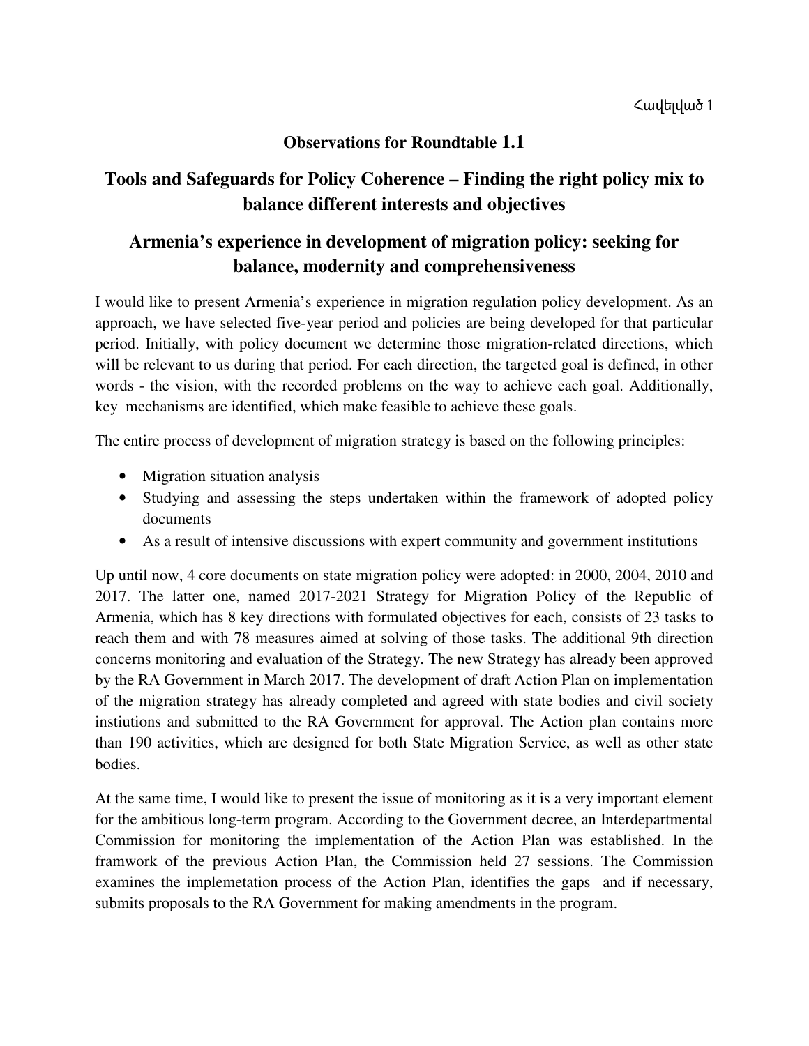Հավելված 1

## Observations for Roundtable 1.1

## Tools and Safeguards for Policy Coherence – Finding the right policy mix to balance different interests and objectives

## Armenia's experience in development of migration policy: seeking for balance, modernity and comprehensiveness

I would like to present Armenia's experience in migration regulation policy development. As an approach, we have selected five-year period and policies are being developed for that particular period. Initially, with policy document we determine those migration-related directions, which will be relevant to us during that period. For each direction, the targeted goal is defined, in other words - the vision, with the recorded problems on the way to achieve each goal. Additionally, key mechanisms are identified, which make feasible to achieve these goals.

The entire process of development of migration strategy is based on the following principles:

- Migration situation analysis
- Studying and assessing the steps undertaken within the framework of adopted policy documents
- As a result of intensive discussions with expert community and government institutions

Up until now, 4 core documents on state migration policy were adopted: in 2000, 2004, 2010 and 2017. The latter one, named 2017-2021 Strategy for Migration Policy of the Republic of Armenia, which has 8 key directions with formulated objectives for each, consists of 23 tasks to reach them and with 78 measures aimed at solving of those tasks. The additional 9th direction concerns monitoring and evaluation of the Strategy. The new Strategy has already been approved by the RA Government in March 2017. The development of draft Action Plan on implementation of the migration strategy has already completed and agreed with state bodies and civil society instiutions and submitted to the RA Government for approval. The Action plan contains more than 190 activities, which are designed for both State Migration Service, as well as other state bodies.

At the same time, I would like to present the issue of monitoring as it is a very important element for the ambitious long-term program. According to the Government decree, an Interdepartmental Commission for monitoring the implementation of the Action Plan was established. In the framwork of the previous Action Plan, the Commission held 27 sessions. The Commission examines the implemetation process of the Action Plan, identifies the gaps and if necessary, submits proposals to the RA Government for making amendments in the program.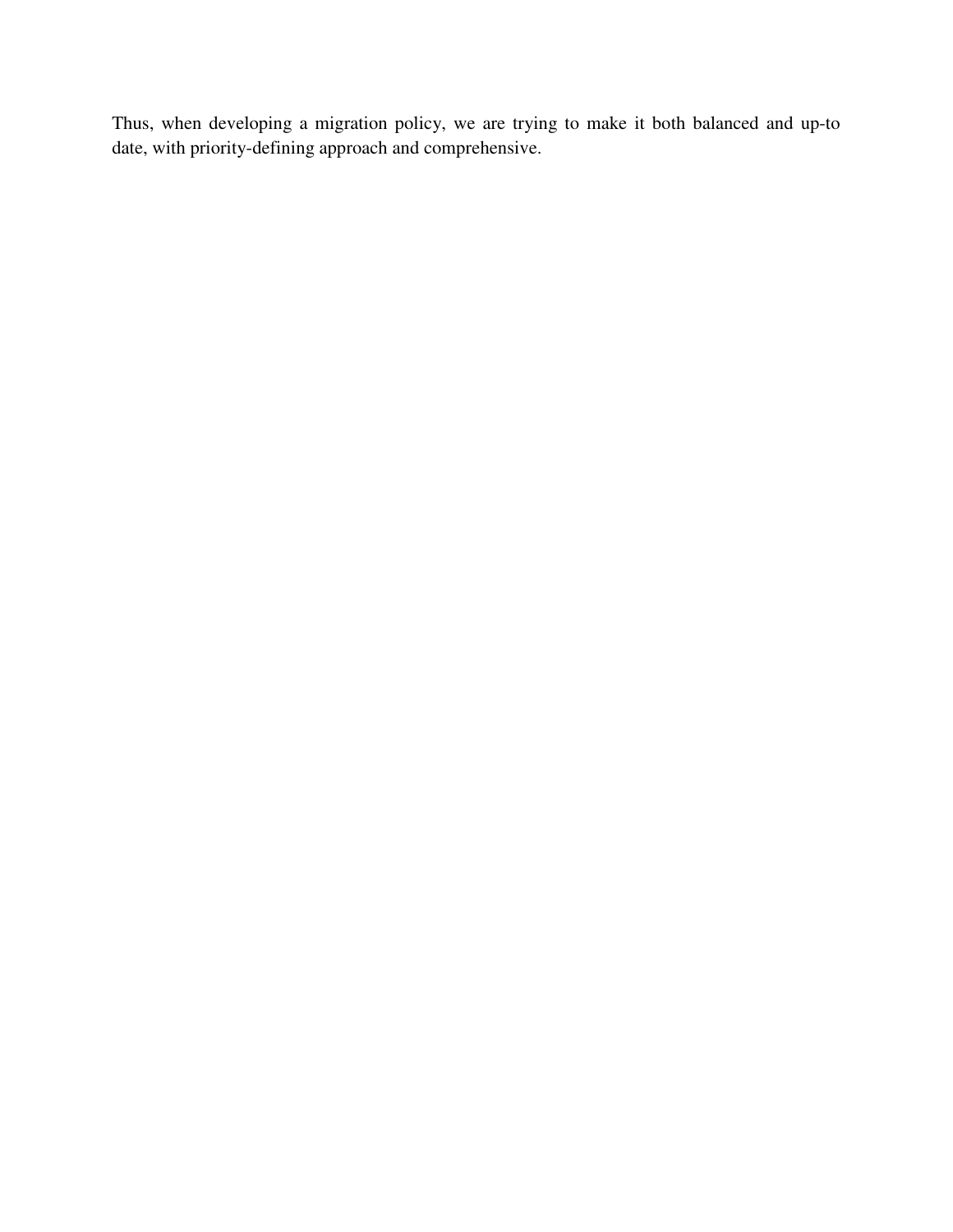Thus, when developing a migration policy, we are trying to make it both balanced and up-to date, with priority-defining approach and comprehensive.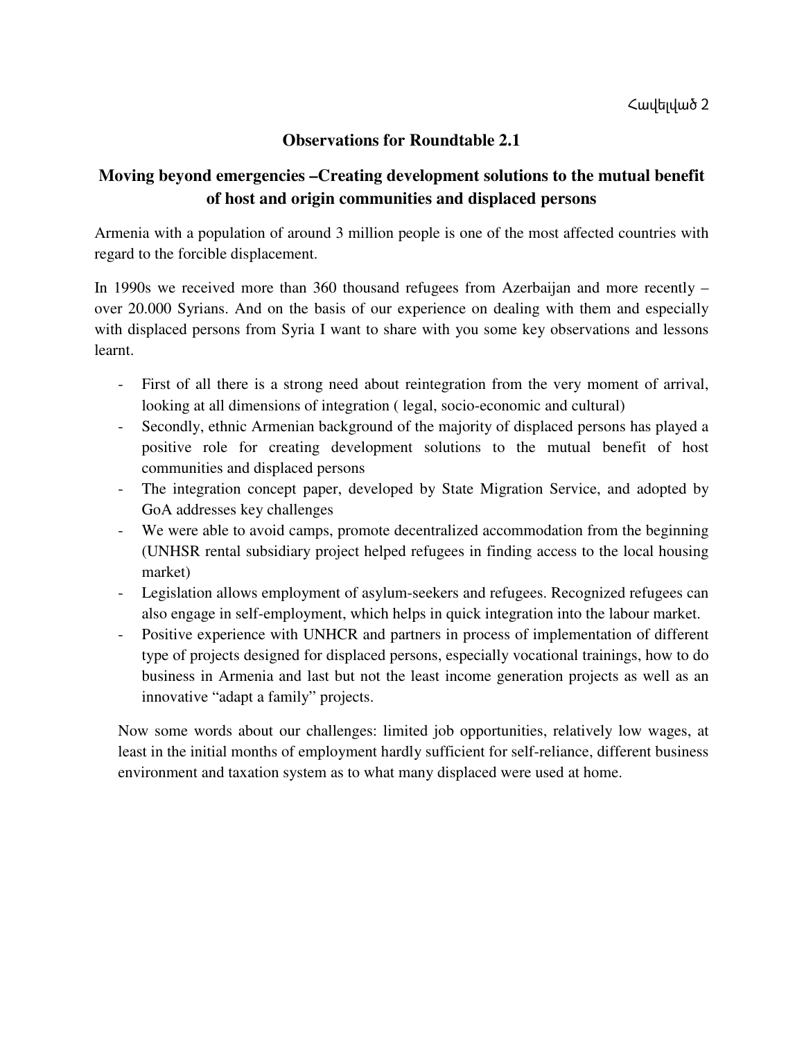Հավելված 2

## Observations for Roundtable 2.1

## Moving beyond emergencies –Creating development solutions to the mutual benefit of host and origin communities and displaced persons

Armenia with a population of around 3 million people is one of the most affected countries with regard to the forcible displacement.

In 1990s we received more than 360 thousand refugees from Azerbaijan and more recently – over 20.000 Syrians. And on the basis of our experience on dealing with them and especially with displaced persons from Syria I want to share with you some key observations and lessons learnt.

- First of all there is a strong need about reintegration from the very moment of arrival, looking at all dimensions of integration ( legal, socio-economic and cultural)
- Secondly, ethnic Armenian background of the majority of displaced persons has played a positive role for creating development solutions to the mutual benefit of host communities and displaced persons
- The integration concept paper, developed by State Migration Service, and adopted by GoA addresses key challenges
- We were able to avoid camps, promote decentralized accommodation from the beginning (UNHSR rental subsidiary project helped refugees in finding access to the local housing market)
- Legislation allows employment of asylum-seekers and refugees. Recognized refugees can also engage in self-employment, which helps in quick integration into the labour market.
- Positive experience with UNHCR and partners in process of implementation of different type of projects designed for displaced persons, especially vocational trainings, how to do business in Armenia and last but not the least income generation projects as well as an innovative "adapt a family" projects.

Now some words about our challenges: limited job opportunities, relatively low wages, at least in the initial months of employment hardly sufficient for self-reliance, different business environment and taxation system as to what many displaced were used at home.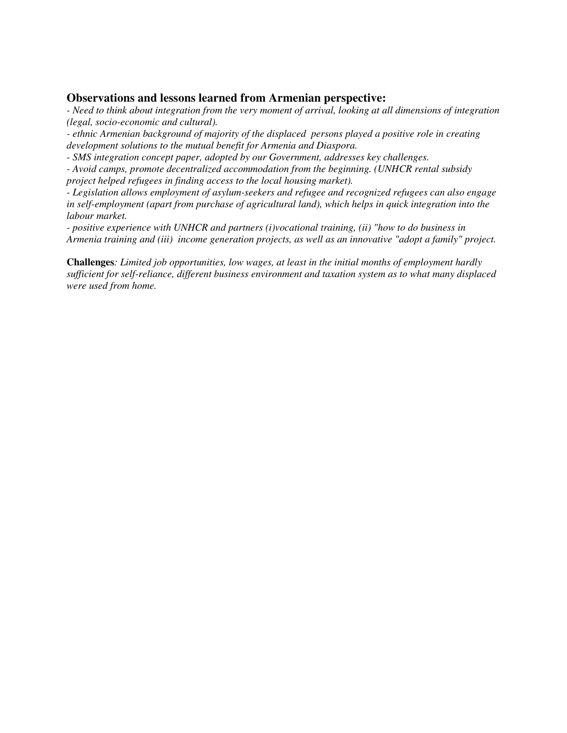### Observations and lessons learned from Armenian perspective:

*- Need to think about integration from the very moment of arrival, looking at all dimensions of integration (legal, socio-economic and cultural).*

*- ethnic Armenian background of majority of the displaced persons played a positive role in creating development solutions to the mutual benefit for Armenia and Diaspora.*

*- SMS integration concept paper, adopted by our Government, addresses key challenges.*

*- Avoid camps, promote decentralized accommodation from the beginning. (UNHCR rental subsidy project helped refugees in finding access to the local housing market).*

*- Legislation allows employment of asylum-seekers and refugee and recognized refugees can also engage in self-employment (apart from purchase of agricultural land), which helps in quick integration into the labour market.*

*- positive experience with UNHCR and partners (i)vocational training, (ii) "how to do business in Armenia training and (iii) income generation projects, as well as an innovative "adopt a family" project.*

**Challenges***: Limited job opportunities, low wages, at least in the initial months of employment hardly sufficient for self-reliance, different business environment and taxation system as to what many displaced were used from home.*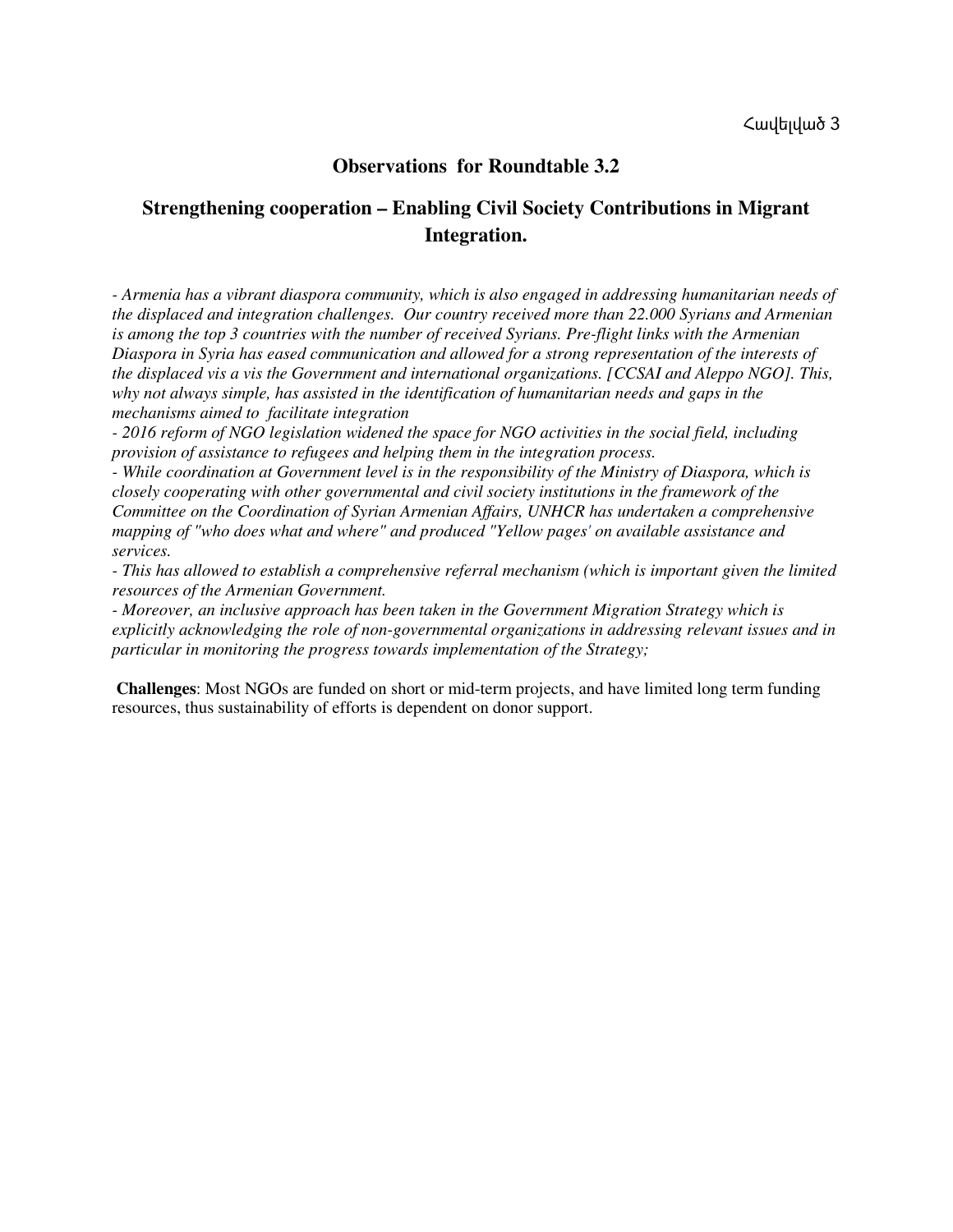Հավելված 3

## Observations for Roundtable 3.2

## Strengthening cooperation – Enabling Civil Society Contributions in Migrant Integration.

*- Armenia has a vibrant diaspora community, which is also engaged in addressing humanitarian needs of the displaced and integration challenges. Our country received more than 22.000 Syrians and Armenian is among the top 3 countries with the number of received Syrians. Pre-flight links with the Armenian Diaspora in Syria has eased communication and allowed for a strong representation of the interests of the displaced vis a vis the Government and international organizations. [CCSAI and Aleppo NGO]. This, why not always simple, has assisted in the identification of humanitarian needs and gaps in the mechanisms aimed to facilitate integration*

*- 2016 reform of NGO legislation widened the space for NGO activities in the social field, including provision of assistance to refugees and helping them in the integration process.*

*- While coordination at Government level is in the responsibility of the Ministry of Diaspora, which is closely cooperating with other governmental and civil society institutions in the framework of the Committee on the Coordination of Syrian Armenian Affairs, UNHCR has undertaken a comprehensive mapping of "who does what and where" and produced "Yellow pages' on available assistance and services.*

*- This has allowed to establish a comprehensive referral mechanism (which is important given the limited resources of the Armenian Government.*

*- Moreover, an inclusive approach has been taken in the Government Migration Strategy which is explicitly acknowledging the role of non-governmental organizations in addressing relevant issues and in particular in monitoring the progress towards implementation of the Strategy;*

**Challenges**: Most NGOs are funded on short or mid-term projects, and have limited long term funding resources, thus sustainability of efforts is dependent on donor support.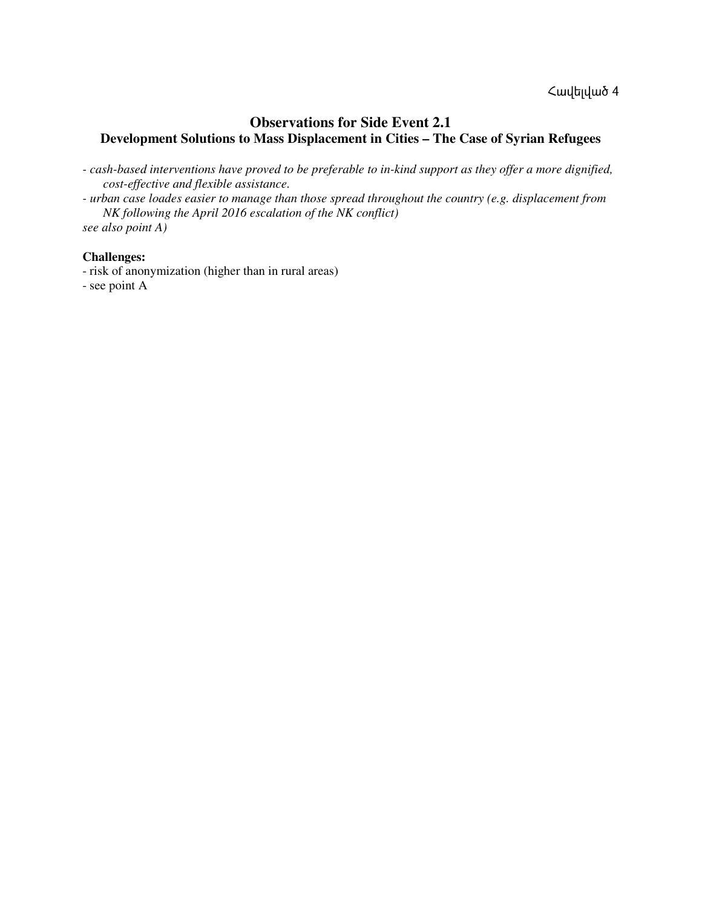Հավելված 4

## Observations for Side Event 2.1

### Development Solutions to Mass Displacement in Cities – The Case of Syrian Refugees

- *cash-based interventions have proved to be preferable to in-kind support as they offer a more dignified, cost-effective and flexible assistance.*
- *urban case loades easier to manage than those spread throughout the country (e.g. displacement from NK following the April 2016 escalation of the NK conflict)*

*see also point A)*

**Challenges:**

- risk of anonymization (higher than in rural areas)
- see point A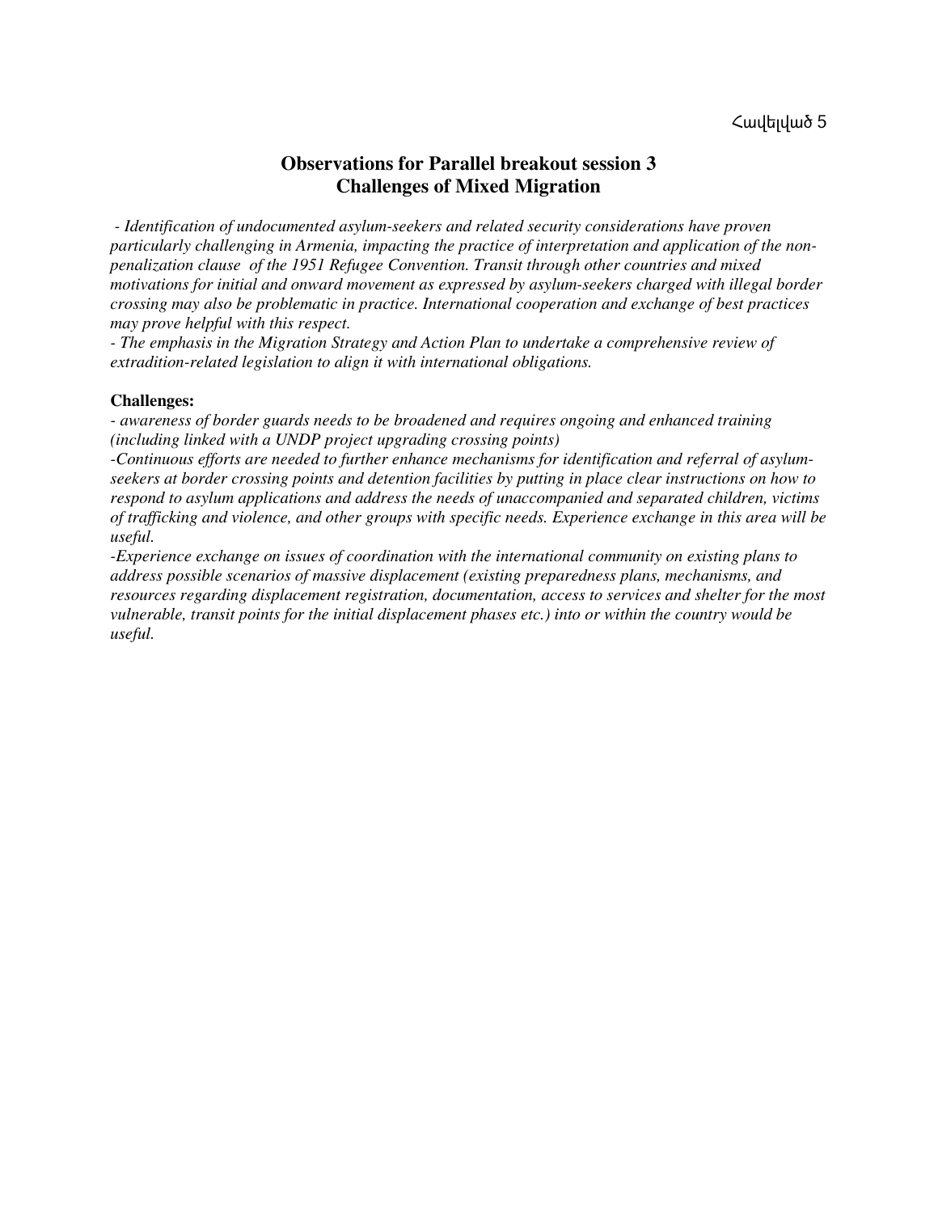Հավելված 5

# Observations for Parallel breakout session 3
## Challenges of Mixed Migration

*- Identification of undocumented asylum-seekers and related security considerations have proven particularly challenging in Armenia, impacting the practice of interpretation and application of the non-penalization clause of the 1951 Refugee Convention. Transit through other countries and mixed motivations for initial and onward movement as expressed by asylum-seekers charged with illegal border crossing may also be problematic in practice. International cooperation and exchange of best practices may prove helpful with this respect.*

*- The emphasis in the Migration Strategy and Action Plan to undertake a comprehensive review of extradition-related legislation to align it with international obligations.*

**Challenges:**

*- awareness of border guards needs to be broadened and requires ongoing and enhanced training (including linked with a UNDP project upgrading crossing points)*

*-Continuous efforts are needed to further enhance mechanisms for identification and referral of asylum-seekers at border crossing points and detention facilities by putting in place clear instructions on how to respond to asylum applications and address the needs of unaccompanied and separated children, victims of trafficking and violence, and other groups with specific needs. Experience exchange in this area will be useful.*

*-Experience exchange on issues of coordination with the international community on existing plans to address possible scenarios of massive displacement (existing preparedness plans, mechanisms, and resources regarding displacement registration, documentation, access to services and shelter for the most vulnerable, transit points for the initial displacement phases etc.) into or within the country would be useful.*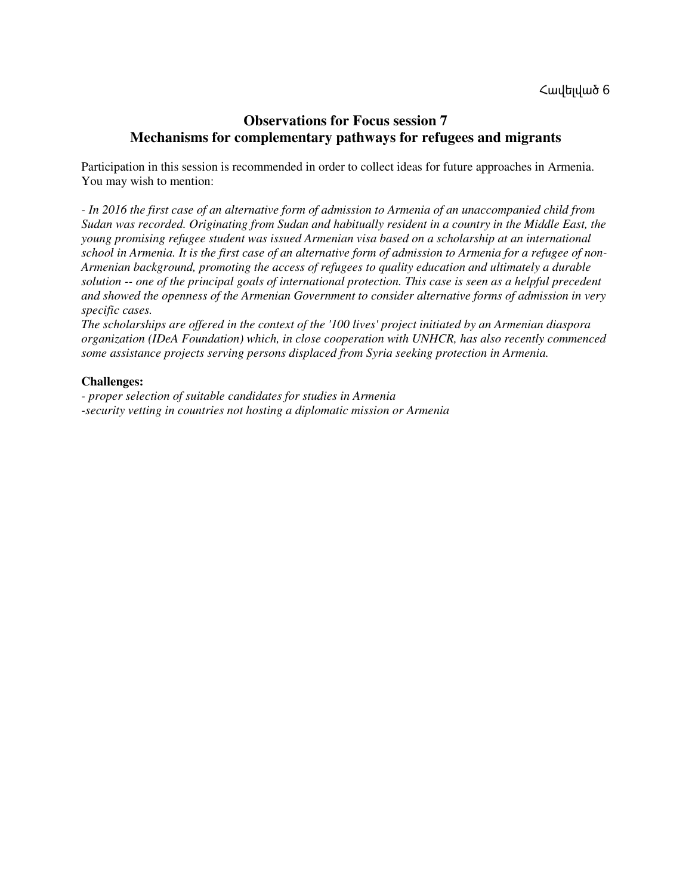Հավելված 6

## Observations for Focus session 7
## Mechanisms for complementary pathways for refugees and migrants

Participation in this session is recommended in order to collect ideas for future approaches in Armenia. You may wish to mention:

*- In 2016 the first case of an alternative form of admission to Armenia of an unaccompanied child from Sudan was recorded. Originating from Sudan and habitually resident in a country in the Middle East, the young promising refugee student was issued Armenian visa based on a scholarship at an international school in Armenia. It is the first case of an alternative form of admission to Armenia for a refugee of non-Armenian background, promoting the access of refugees to quality education and ultimately a durable solution -- one of the principal goals of international protection. This case is seen as a helpful precedent and showed the openness of the Armenian Government to consider alternative forms of admission in very specific cases.*

*The scholarships are offered in the context of the '100 lives' project initiated by an Armenian diaspora organization (IDeA Foundation) which, in close cooperation with UNHCR, has also recently commenced some assistance projects serving persons displaced from Syria seeking protection in Armenia.*

**Challenges:**

*- proper selection of suitable candidates for studies in Armenia*

*-security vetting in countries not hosting a diplomatic mission or Armenia*